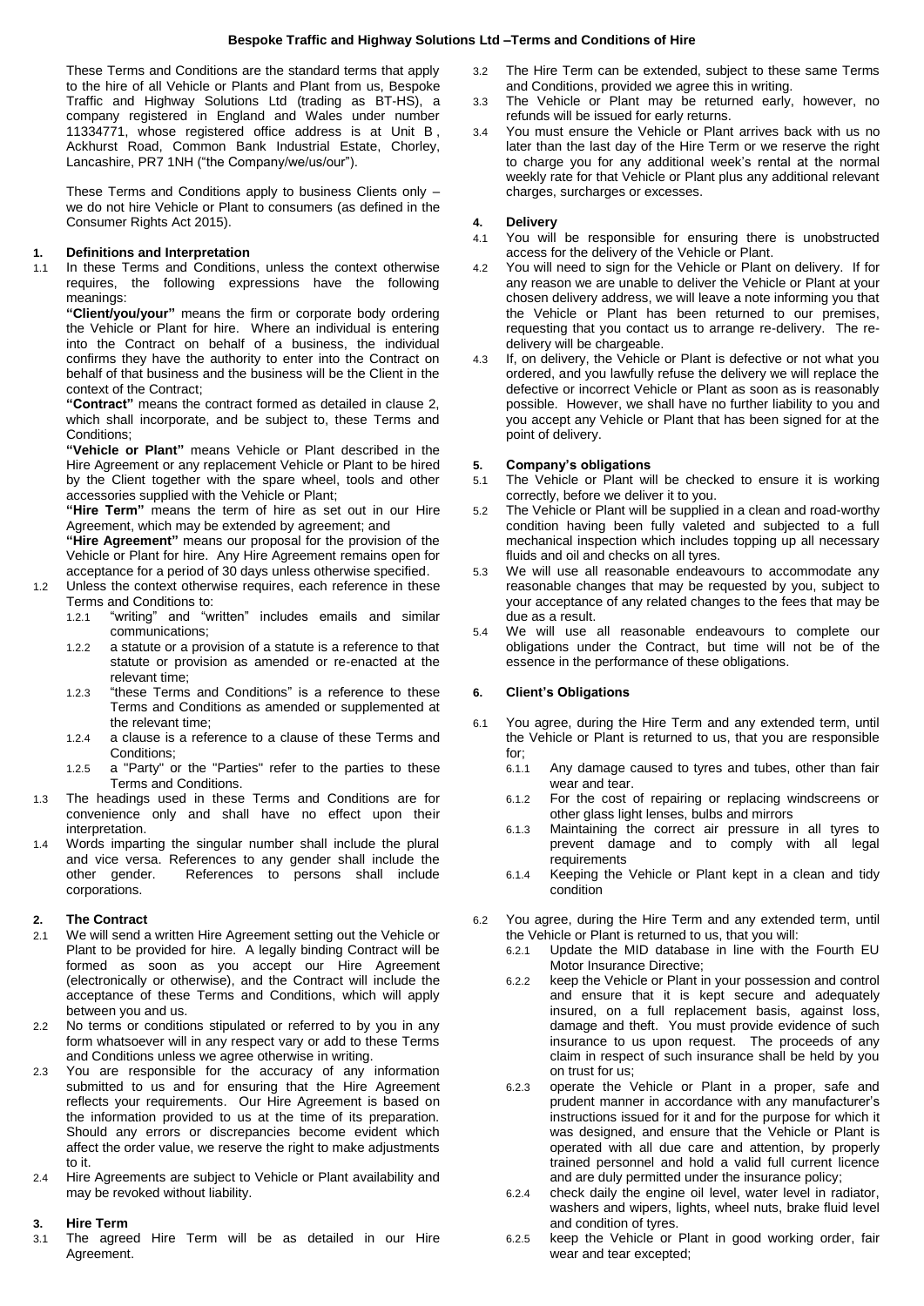# Bespoke Traffic and Highway Solutions Ltd –Terms and Conditions of Hire

These Terms and Conditions are the standard terms that apply to the hire of all Vehicle or Plants and Plant from us, Bespoke Traffic and Highway Solutions Ltd (trading as BT-HS), a company registered in England and Wales under number 11334771, whose registered office address is at Unit B , Ackhurst Road, Common Bank Industrial Estate, Chorley, Lancashire, PR7 1NH ("the Company/we/us/our").

These Terms and Conditions apply to business Clients only – we do not hire Vehicle or Plant to consumers (as defined in the Consumer Rights Act 2015).

## 1. Definitions and Interpretation

1.1 In these Terms and Conditions, unless the context otherwise requires, the following expressions have the following meanings:

**"Client/you/your"** means the firm or corporate body ordering the Vehicle or Plant for hire. Where an individual is entering into the Contract on behalf of a business, the individual confirms they have the authority to enter into the Contract on behalf of that business and the business will be the Client in the context of the Contract;

**"Contract"** means the contract formed as detailed in clause 2, which shall incorporate, and be subject to, these Terms and Conditions;

**"Vehicle or Plant"** means Vehicle or Plant described in the Hire Agreement or any replacement Vehicle or Plant to be hired by the Client together with the spare wheel, tools and other accessories supplied with the Vehicle or Plant;

**"Hire Term"** means the term of hire as set out in our Hire Agreement, which may be extended by agreement; and

**"Hire Agreement"** means our proposal for the provision of the Vehicle or Plant for hire. Any Hire Agreement remains open for acceptance for a period of 30 days unless otherwise specified.

1.2 Unless the context otherwise requires, each reference in these Terms and Conditions to:

1.2.1 "writing" and "written" includes emails and similar communications;

1.2.2 a statute or a provision of a statute is a reference to that statute or provision as amended or re-enacted at the relevant time;

1.2.3 "these Terms and Conditions" is a reference to these Terms and Conditions as amended or supplemented at the relevant time;

1.2.4 a clause is a reference to a clause of these Terms and Conditions;

1.2.5 a "Party" or the "Parties" refer to the parties to these Terms and Conditions.

1.3 The headings used in these Terms and Conditions are for convenience only and shall have no effect upon their interpretation.

1.4 Words imparting the singular number shall include the plural and vice versa. References to any gender shall include the other gender. References to persons shall include corporations.

## 2. The Contract

2.1 We will send a written Hire Agreement setting out the Vehicle or Plant to be provided for hire. A legally binding Contract will be formed as soon as you accept our Hire Agreement (electronically or otherwise), and the Contract will include the acceptance of these Terms and Conditions, which will apply between you and us.

2.2 No terms or conditions stipulated or referred to by you in any form whatsoever will in any respect vary or add to these Terms and Conditions unless we agree otherwise in writing.

2.3 You are responsible for the accuracy of any information submitted to us and for ensuring that the Hire Agreement reflects your requirements. Our Hire Agreement is based on the information provided to us at the time of its preparation. Should any errors or discrepancies become evident which affect the order value, we reserve the right to make adjustments to it.

2.4 Hire Agreements are subject to Vehicle or Plant availability and may be revoked without liability.

## 3. Hire Term

3.1 The agreed Hire Term will be as detailed in our Hire Agreement.

3.2 The Hire Term can be extended, subject to these same Terms and Conditions, provided we agree this in writing.

3.3 The Vehicle or Plant may be returned early, however, no refunds will be issued for early returns.

3.4 You must ensure the Vehicle or Plant arrives back with us no later than the last day of the Hire Term or we reserve the right to charge you for any additional week's rental at the normal weekly rate for that Vehicle or Plant plus any additional relevant charges, surcharges or excesses.

## 4. Delivery

4.1 You will be responsible for ensuring there is unobstructed access for the delivery of the Vehicle or Plant.

4.2 You will need to sign for the Vehicle or Plant on delivery. If for any reason we are unable to deliver the Vehicle or Plant at your chosen delivery address, we will leave a note informing you that the Vehicle or Plant has been returned to our premises, requesting that you contact us to arrange re-delivery. The re-delivery will be chargeable.

4.3 If, on delivery, the Vehicle or Plant is defective or not what you ordered, and you lawfully refuse the delivery we will replace the defective or incorrect Vehicle or Plant as soon as is reasonably possible. However, we shall have no further liability to you and you accept any Vehicle or Plant that has been signed for at the point of delivery.

## 5. Company's obligations

5.1 The Vehicle or Plant will be checked to ensure it is working correctly, before we deliver it to you.

5.2 The Vehicle or Plant will be supplied in a clean and road-worthy condition having been fully valeted and subjected to a full mechanical inspection which includes topping up all necessary fluids and oil and checks on all tyres.

5.3 We will use all reasonable endeavours to accommodate any reasonable changes that may be requested by you, subject to your acceptance of any related changes to the fees that may be due as a result.

5.4 We will use all reasonable endeavours to complete our obligations under the Contract, but time will not be of the essence in the performance of these obligations.

## 6. Client's Obligations

6.1 You agree, during the Hire Term and any extended term, until the Vehicle or Plant is returned to us, that you are responsible for;

6.1.1 Any damage caused to tyres and tubes, other than fair wear and tear.

6.1.2 For the cost of repairing or replacing windscreens or other glass light lenses, bulbs and mirrors

6.1.3 Maintaining the correct air pressure in all tyres to prevent damage and to comply with all legal requirements

6.1.4 Keeping the Vehicle or Plant kept in a clean and tidy condition

6.2 You agree, during the Hire Term and any extended term, until the Vehicle or Plant is returned to us, that you will:

6.2.1 Update the MID database in line with the Fourth EU Motor Insurance Directive;

6.2.2 keep the Vehicle or Plant in your possession and control and ensure that it is kept secure and adequately insured, on a full replacement basis, against loss, damage and theft. You must provide evidence of such insurance to us upon request. The proceeds of any claim in respect of such insurance shall be held by you on trust for us;

6.2.3 operate the Vehicle or Plant in a proper, safe and prudent manner in accordance with any manufacturer's instructions issued for it and for the purpose for which it was designed, and ensure that the Vehicle or Plant is operated with all due care and attention, by properly trained personnel and hold a valid full current licence and are duly permitted under the insurance policy;

6.2.4 check daily the engine oil level, water level in radiator, washers and wipers, lights, wheel nuts, brake fluid level and condition of tyres.

6.2.5 keep the Vehicle or Plant in good working order, fair wear and tear excepted;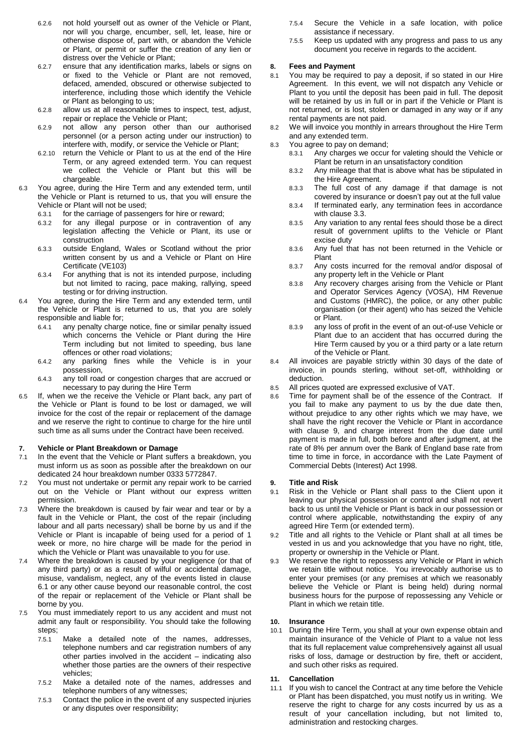6.2.6 not hold yourself out as owner of the Vehicle or Plant, nor will you charge, encumber, sell, let, lease, hire or otherwise dispose of, part with, or abandon the Vehicle or Plant, or permit or suffer the creation of any lien or distress over the Vehicle or Plant;

6.2.7 ensure that any identification marks, labels or signs on or fixed to the Vehicle or Plant are not removed, defaced, amended, obscured or otherwise subjected to interference, including those which identify the Vehicle or Plant as belonging to us;

6.2.8 allow us at all reasonable times to inspect, test, adjust, repair or replace the Vehicle or Plant;

6.2.9 not allow any person other than our authorised personnel (or a person acting under our instruction) to interfere with, modify, or service the Vehicle or Plant;

6.2.10 return the Vehicle or Plant to us at the end of the Hire Term, or any agreed extended term. You can request we collect the Vehicle or Plant but this will be chargeable.

6.3 You agree, during the Hire Term and any extended term, until the Vehicle or Plant is returned to us, that you will ensure the Vehicle or Plant will not be used;

6.3.1 for the carriage of passengers for hire or reward;

6.3.2 for any illegal purpose or in contravention of any legislation affecting the Vehicle or Plant, its use or construction

6.3.3 outside England, Wales or Scotland without the prior written consent by us and a Vehicle or Plant on Hire Certificate (VE103)

6.3.4 For anything that is not its intended purpose, including but not limited to racing, pace making, rallying, speed testing or for driving instruction.

6.4 You agree, during the Hire Term and any extended term, until the Vehicle or Plant is returned to us, that you are solely responsible and liable for;

6.4.1 any penalty charge notice, fine or similar penalty issued which concerns the Vehicle or Plant during the Hire Term including but not limited to speeding, bus lane offences or other road violations;

6.4.2 any parking fines while the Vehicle is in your possession,

6.4.3 any toll road or congestion charges that are accrued or necessary to pay during the Hire Term

6.5 If, when we the receive the Vehicle or Plant back, any part of the Vehicle or Plant is found to be lost or damaged, we will invoice for the cost of the repair or replacement of the damage and we reserve the right to continue to charge for the hire until such time as all sums under the Contract have been received.

## 7. Vehicle or Plant Breakdown or Damage

7.1 In the event that the Vehicle or Plant suffers a breakdown, you must inform us as soon as possible after the breakdown on our dedicated 24 hour breakdown number 0333 5772847.

7.2 You must not undertake or permit any repair work to be carried out on the Vehicle or Plant without our express written permission.

7.3 Where the breakdown is caused by fair wear and tear or by a fault in the Vehicle or Plant, the cost of the repair (including labour and all parts necessary) shall be borne by us and if the Vehicle or Plant is incapable of being used for a period of 1 week or more, no hire charge will be made for the period in which the Vehicle or Plant was unavailable to you for use.

7.4 Where the breakdown is caused by your negligence (or that of any third party) or as a result of wilful or accidental damage, misuse, vandalism, neglect, any of the events listed in clause 6.1 or any other cause beyond our reasonable control, the cost of the repair or replacement of the Vehicle or Plant shall be borne by you.

7.5 You must immediately report to us any accident and must not admit any fault or responsibility. You should take the following steps;

7.5.1 Make a detailed note of the names, addresses, telephone numbers and car registration numbers of any other parties involved in the accident – indicating also whether those parties are the owners of their respective vehicles;

7.5.2 Make a detailed note of the names, addresses and telephone numbers of any witnesses;

7.5.3 Contact the police in the event of any suspected injuries or any disputes over responsibility;

7.5.4 Secure the Vehicle in a safe location, with police assistance if necessary.

7.5.5 Keep us updated with any progress and pass to us any document you receive in regards to the accident.

## 8. Fees and Payment

8.1 You may be required to pay a deposit, if so stated in our Hire Agreement. In this event, we will not dispatch any Vehicle or Plant to you until the deposit has been paid in full. The deposit will be retained by us in full or in part if the Vehicle or Plant is not returned, or is lost, stolen or damaged in any way or if any rental payments are not paid.

8.2 We will invoice you monthly in arrears throughout the Hire Term and any extended term.

8.3 You agree to pay on demand;

8.3.1 Any charges we occur for valeting should the Vehicle or Plant be return in an unsatisfactory condition

8.3.2 Any mileage that that is above what has be stipulated in the Hire Agreement.

8.3.3 The full cost of any damage if that damage is not covered by insurance or doesn't pay out at the full value

8.3.4 If terminated early, any termination fees in accordance with clause 3.3.

8.3.5 Any variation to any rental fees should those be a direct result of government uplifts to the Vehicle or Plant excise duty

8.3.6 Any fuel that has not been returned in the Vehicle or Plant

8.3.7 Any costs incurred for the removal and/or disposal of any property left in the Vehicle or Plant

8.3.8 Any recovery charges arising from the Vehicle or Plant and Operator Services Agency (VOSA), HM Revenue and Customs (HMRC), the police, or any other public organisation (or their agent) who has seized the Vehicle or Plant.

8.3.9 any loss of profit in the event of an out-of-use Vehicle or Plant due to an accident that has occurred during the Hire Term caused by you or a third party or a late return of the Vehicle or Plant.

8.4 All invoices are payable strictly within 30 days of the date of invoice, in pounds sterling, without set-off, withholding or deduction.

8.5 All prices quoted are expressed exclusive of VAT.

8.6 Time for payment shall be of the essence of the Contract. If you fail to make any payment to us by the due date then, without prejudice to any other rights which we may have, we shall have the right recover the Vehicle or Plant in accordance with clause 9, and charge interest from the due date until payment is made in full, both before and after judgment, at the rate of 8% per annum over the Bank of England base rate from time to time in force, in accordance with the Late Payment of Commercial Debts (Interest) Act 1998.

## 9. Title and Risk

9.1 Risk in the Vehicle or Plant shall pass to the Client upon it leaving our physical possession or control and shall not revert back to us until the Vehicle or Plant is back in our possession or control where applicable, notwithstanding the expiry of any agreed Hire Term (or extended term).

9.2 Title and all rights to the Vehicle or Plant shall at all times be vested in us and you acknowledge that you have no right, title, property or ownership in the Vehicle or Plant.

9.3 We reserve the right to repossess any Vehicle or Plant in which we retain title without notice. You irrevocably authorise us to enter your premises (or any premises at which we reasonably believe the Vehicle or Plant is being held) during normal business hours for the purpose of repossessing any Vehicle or Plant in which we retain title.

## 10. Insurance

10.1 During the Hire Term, you shall at your own expense obtain and maintain insurance of the Vehicle of Plant to a value not less that its full replacement value comprehensively against all usual risks of loss, damage or destruction by fire, theft or accident, and such other risks as required.

## 11. Cancellation

11.1 If you wish to cancel the Contract at any time before the Vehicle or Plant has been dispatched, you must notify us in writing. We reserve the right to charge for any costs incurred by us as a result of your cancellation including, but not limited to, administration and restocking charges.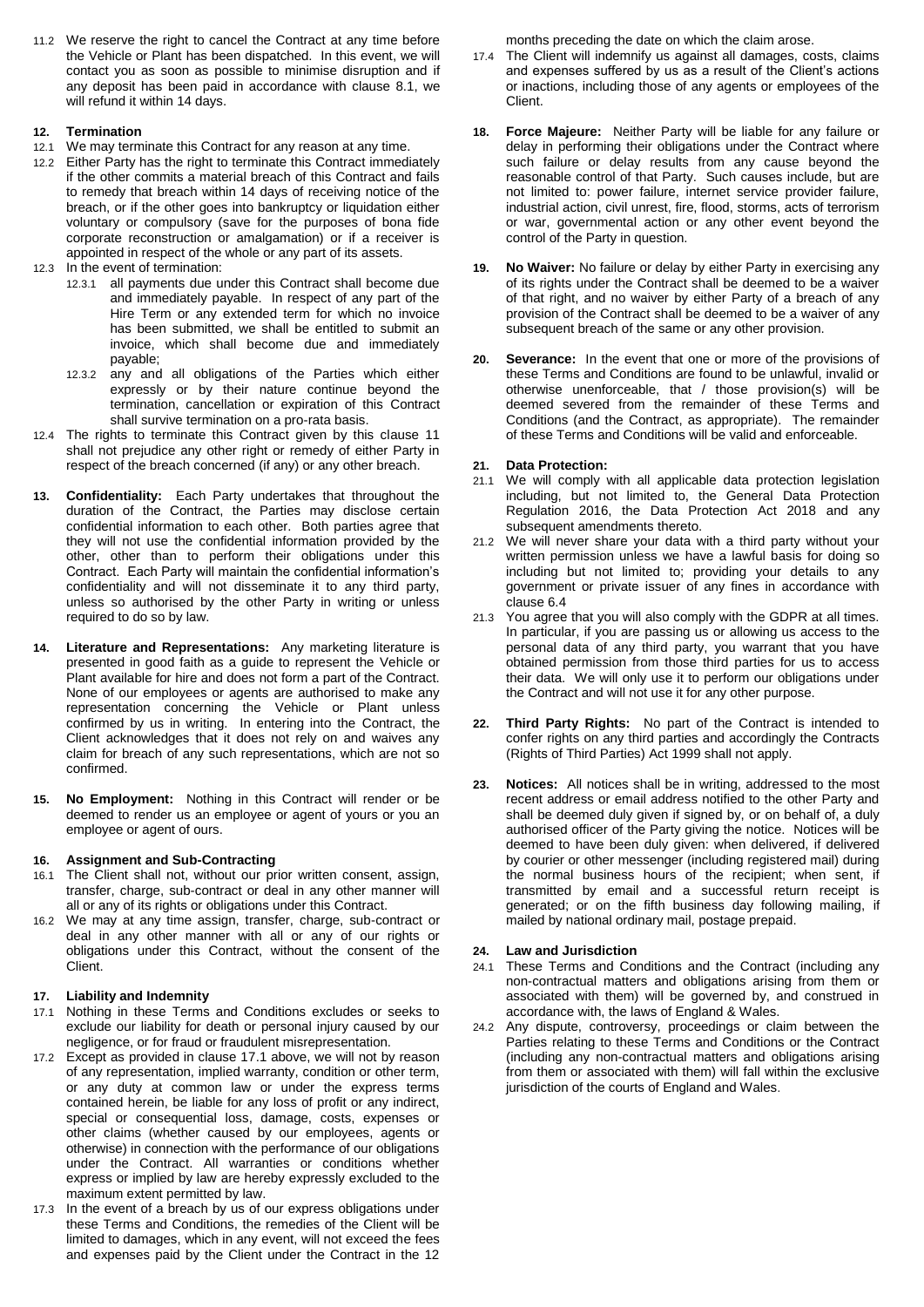11.2 We reserve the right to cancel the Contract at any time before the Vehicle or Plant has been dispatched. In this event, we will contact you as soon as possible to minimise disruption and if any deposit has been paid in accordance with clause 8.1, we will refund it within 14 days.

**12. Termination**

12.1 We may terminate this Contract for any reason at any time.

12.2 Either Party has the right to terminate this Contract immediately if the other commits a material breach of this Contract and fails to remedy that breach within 14 days of receiving notice of the breach, or if the other goes into bankruptcy or liquidation either voluntary or compulsory (save for the purposes of bona fide corporate reconstruction or amalgamation) or if a receiver is appointed in respect of the whole or any part of its assets.

12.3 In the event of termination:

12.3.1 all payments due under this Contract shall become due and immediately payable. In respect of any part of the Hire Term or any extended term for which no invoice has been submitted, we shall be entitled to submit an invoice, which shall become due and immediately payable;

12.3.2 any and all obligations of the Parties which either expressly or by their nature continue beyond the termination, cancellation or expiration of this Contract shall survive termination on a pro-rata basis.

12.4 The rights to terminate this Contract given by this clause 11 shall not prejudice any other right or remedy of either Party in respect of the breach concerned (if any) or any other breach.

**13. Confidentiality:** Each Party undertakes that throughout the duration of the Contract, the Parties may disclose certain confidential information to each other. Both parties agree that they will not use the confidential information provided by the other, other than to perform their obligations under this Contract. Each Party will maintain the confidential information's confidentiality and will not disseminate it to any third party, unless so authorised by the other Party in writing or unless required to do so by law.

**14. Literature and Representations:** Any marketing literature is presented in good faith as a guide to represent the Vehicle or Plant available for hire and does not form a part of the Contract. None of our employees or agents are authorised to make any representation concerning the Vehicle or Plant unless confirmed by us in writing. In entering into the Contract, the Client acknowledges that it does not rely on and waives any claim for breach of any such representations, which are not so confirmed.

**15. No Employment:** Nothing in this Contract will render or be deemed to render us an employee or agent of yours or you an employee or agent of ours.

**16. Assignment and Sub-Contracting**

16.1 The Client shall not, without our prior written consent, assign, transfer, charge, sub-contract or deal in any other manner will all or any of its rights or obligations under this Contract.

16.2 We may at any time assign, transfer, charge, sub-contract or deal in any other manner with all or any of our rights or obligations under this Contract, without the consent of the Client.

**17. Liability and Indemnity**

17.1 Nothing in these Terms and Conditions excludes or seeks to exclude our liability for death or personal injury caused by our negligence, or for fraud or fraudulent misrepresentation.

17.2 Except as provided in clause 17.1 above, we will not by reason of any representation, implied warranty, condition or other term, or any duty at common law or under the express terms contained herein, be liable for any loss of profit or any indirect, special or consequential loss, damage, costs, expenses or other claims (whether caused by our employees, agents or otherwise) in connection with the performance of our obligations under the Contract. All warranties or conditions whether express or implied by law are hereby expressly excluded to the maximum extent permitted by law.

17.3 In the event of a breach by us of our express obligations under these Terms and Conditions, the remedies of the Client will be limited to damages, which in any event, will not exceed the fees and expenses paid by the Client under the Contract in the 12 months preceding the date on which the claim arose.

17.4 The Client will indemnify us against all damages, costs, claims and expenses suffered by us as a result of the Client's actions or inactions, including those of any agents or employees of the Client.

**18. Force Majeure:** Neither Party will be liable for any failure or delay in performing their obligations under the Contract where such failure or delay results from any cause beyond the reasonable control of that Party. Such causes include, but are not limited to: power failure, internet service provider failure, industrial action, civil unrest, fire, flood, storms, acts of terrorism or war, governmental action or any other event beyond the control of the Party in question.

**19. No Waiver:** No failure or delay by either Party in exercising any of its rights under the Contract shall be deemed to be a waiver of that right, and no waiver by either Party of a breach of any provision of the Contract shall be deemed to be a waiver of any subsequent breach of the same or any other provision.

**20. Severance:** In the event that one or more of the provisions of these Terms and Conditions are found to be unlawful, invalid or otherwise unenforceable, that / those provision(s) will be deemed severed from the remainder of these Terms and Conditions (and the Contract, as appropriate). The remainder of these Terms and Conditions will be valid and enforceable.

**21. Data Protection:**

21.1 We will comply with all applicable data protection legislation including, but not limited to, the General Data Protection Regulation 2016, the Data Protection Act 2018 and any subsequent amendments thereto.

21.2 We will never share your data with a third party without your written permission unless we have a lawful basis for doing so including but not limited to; providing your details to any government or private issuer of any fines in accordance with clause 6.4

21.3 You agree that you will also comply with the GDPR at all times. In particular, if you are passing us or allowing us access to the personal data of any third party, you warrant that you have obtained permission from those third parties for us to access their data. We will only use it to perform our obligations under the Contract and will not use it for any other purpose.

**22. Third Party Rights:** No part of the Contract is intended to confer rights on any third parties and accordingly the Contracts (Rights of Third Parties) Act 1999 shall not apply.

**23. Notices:** All notices shall be in writing, addressed to the most recent address or email address notified to the other Party and shall be deemed duly given if signed by, or on behalf of, a duly authorised officer of the Party giving the notice. Notices will be deemed to have been duly given: when delivered, if delivered by courier or other messenger (including registered mail) during the normal business hours of the recipient; when sent, if transmitted by email and a successful return receipt is generated; or on the fifth business day following mailing, if mailed by national ordinary mail, postage prepaid.

**24. Law and Jurisdiction**

24.1 These Terms and Conditions and the Contract (including any non-contractual matters and obligations arising from them or associated with them) will be governed by, and construed in accordance with, the laws of England & Wales.

24.2 Any dispute, controversy, proceedings or claim between the Parties relating to these Terms and Conditions or the Contract (including any non-contractual matters and obligations arising from them or associated with them) will fall within the exclusive jurisdiction of the courts of England and Wales.